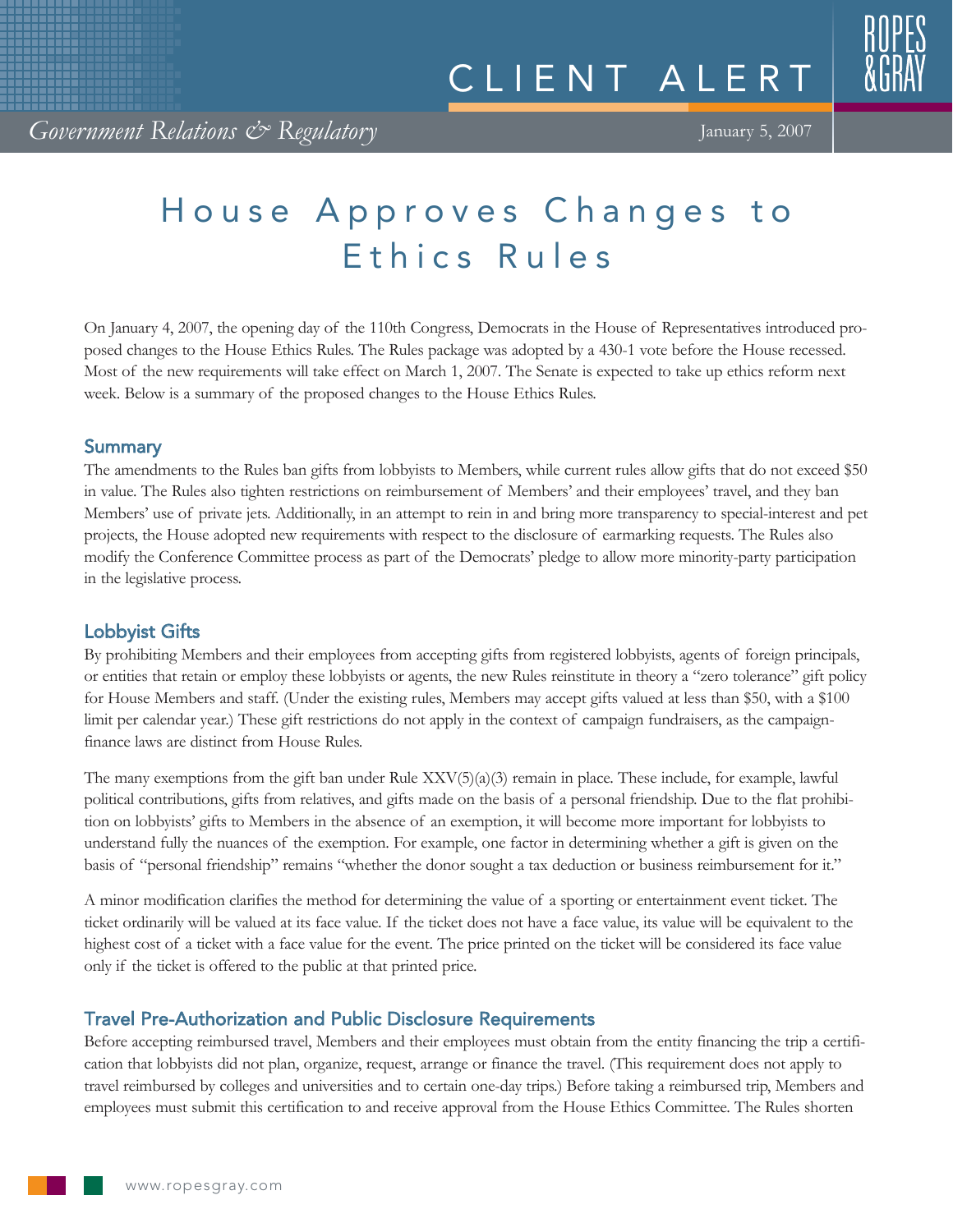# CLIENT ALERT

*Government Relations & Regulatory*

January 5, 2007

# House Approves Changes to Ethics Rules

On January 4, 2007, the opening day of the 110th Congress, Democrats in the House of Representatives introduced proposed changes to the House Ethics Rules. The Rules package was adopted by a 430-1 vote before the House recessed. Most of the new requirements will take effect on March 1, 2007. The Senate is expected to take up ethics reform next week. Below is a summary of the proposed changes to the House Ethics Rules.

## Summary

The amendments to the Rules ban gifts from lobbyists to Members, while current rules allow gifts that do not exceed $50 in value. The Rules also tighten restrictions on reimbursement of Members' and their employees' travel, and they ban Members' use of private jets. Additionally, in an attempt to rein in and bring more transparency to special-interest and pet projects, the House adopted new requirements with respect to the disclosure of earmarking requests. The Rules also modify the Conference Committee process as part of the Democrats' pledge to allow more minority-party participation in the legislative process.

## Lobbyist Gifts

By prohibiting Members and their employees from accepting gifts from registered lobbyists, agents of foreign principals, or entities that retain or employ these lobbyists or agents, the new Rules reinstitute in theory a "zero tolerance" gift policy for House Members and staff. (Under the existing rules, Members may accept gifts valued at less than $50, with a $100 limit per calendar year.) These gift restrictions do not apply in the context of campaign fundraisers, as the campaign-finance laws are distinct from House Rules.

The many exemptions from the gift ban under Rule XXV(5)(a)(3) remain in place. These include, for example, lawful political contributions, gifts from relatives, and gifts made on the basis of a personal friendship. Due to the flat prohibition on lobbyists' gifts to Members in the absence of an exemption, it will become more important for lobbyists to understand fully the nuances of the exemption. For example, one factor in determining whether a gift is given on the basis of "personal friendship" remains "whether the donor sought a tax deduction or business reimbursement for it."

A minor modification clarifies the method for determining the value of a sporting or entertainment event ticket. The ticket ordinarily will be valued at its face value. If the ticket does not have a face value, its value will be equivalent to the highest cost of a ticket with a face value for the event. The price printed on the ticket will be considered its face value only if the ticket is offered to the public at that printed price.

## Travel Pre-Authorization and Public Disclosure Requirements

Before accepting reimbursed travel, Members and their employees must obtain from the entity financing the trip a certification that lobbyists did not plan, organize, request, arrange or finance the travel. (This requirement does not apply to travel reimbursed by colleges and universities and to certain one-day trips.) Before taking a reimbursed trip, Members and employees must submit this certification to and receive approval from the House Ethics Committee. The Rules shorten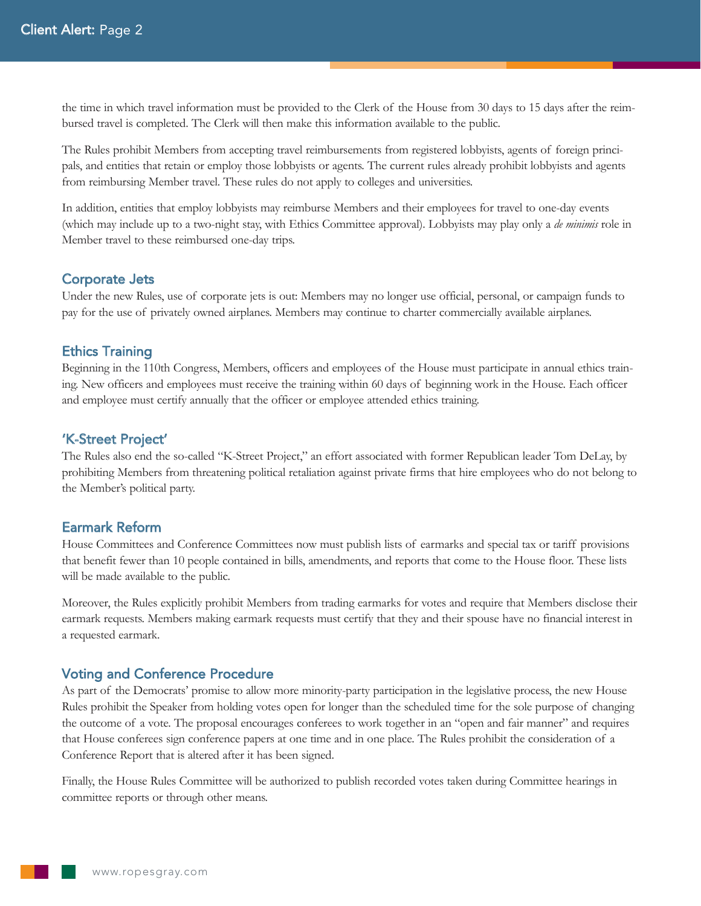the time in which travel information must be provided to the Clerk of the House from 30 days to 15 days after the reimbursed travel is completed. The Clerk will then make this information available to the public.

The Rules prohibit Members from accepting travel reimbursements from registered lobbyists, agents of foreign principals, and entities that retain or employ those lobbyists or agents. The current rules already prohibit lobbyists and agents from reimbursing Member travel. These rules do not apply to colleges and universities.

In addition, entities that employ lobbyists may reimburse Members and their employees for travel to one-day events (which may include up to a two-night stay, with Ethics Committee approval). Lobbyists may play only a *de minimis* role in Member travel to these reimbursed one-day trips.

## Corporate Jets

Under the new Rules, use of corporate jets is out: Members may no longer use official, personal, or campaign funds to pay for the use of privately owned airplanes. Members may continue to charter commercially available airplanes.

## Ethics Training

Beginning in the 110th Congress, Members, officers and employees of the House must participate in annual ethics training. New officers and employees must receive the training within 60 days of beginning work in the House. Each officer and employee must certify annually that the officer or employee attended ethics training.

## 'K-Street Project'

The Rules also end the so-called "K-Street Project," an effort associated with former Republican leader Tom DeLay, by prohibiting Members from threatening political retaliation against private firms that hire employees who do not belong to the Member's political party.

## Earmark Reform

House Committees and Conference Committees now must publish lists of earmarks and special tax or tariff provisions that benefit fewer than 10 people contained in bills, amendments, and reports that come to the House floor. These lists will be made available to the public.

Moreover, the Rules explicitly prohibit Members from trading earmarks for votes and require that Members disclose their earmark requests. Members making earmark requests must certify that they and their spouse have no financial interest in a requested earmark.

## Voting and Conference Procedure

As part of the Democrats' promise to allow more minority-party participation in the legislative process, the new House Rules prohibit the Speaker from holding votes open for longer than the scheduled time for the sole purpose of changing the outcome of a vote. The proposal encourages conferees to work together in an "open and fair manner" and requires that House conferees sign conference papers at one time and in one place. The Rules prohibit the consideration of a Conference Report that is altered after it has been signed.

Finally, the House Rules Committee will be authorized to publish recorded votes taken during Committee hearings in committee reports or through other means.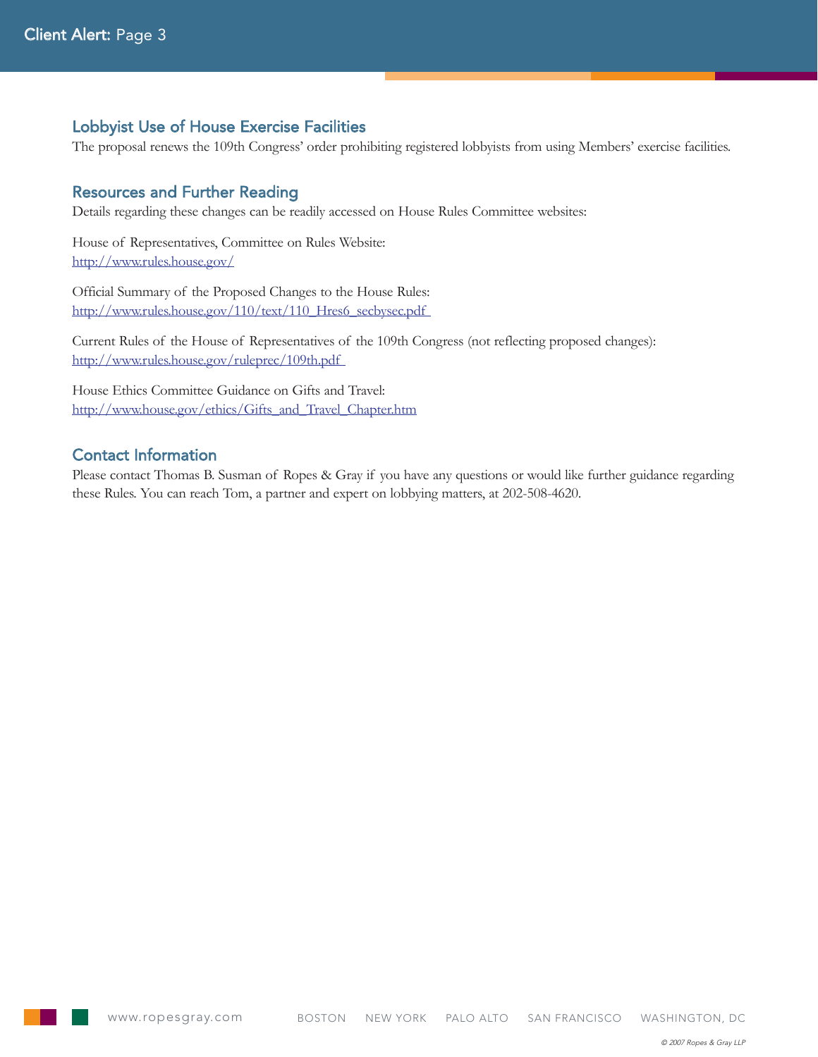## Lobbyist Use of House Exercise Facilities

The proposal renews the 109th Congress' order prohibiting registered lobbyists from using Members' exercise facilities.

## Resources and Further Reading

Details regarding these changes can be readily accessed on House Rules Committee websites:

House of Representatives, Committee on Rules Website:
http://www.rules.house.gov/

Official Summary of the Proposed Changes to the House Rules:
http://www.rules.house.gov/110/text/110_Hres6_secbysec.pdf

Current Rules of the House of Representatives of the 109th Congress (not reflecting proposed changes):
http://www.rules.house.gov/ruleprec/109th.pdf

House Ethics Committee Guidance on Gifts and Travel:
http://www.house.gov/ethics/Gifts_and_Travel_Chapter.htm

## Contact Information

Please contact Thomas B. Susman of Ropes & Gray if you have any questions or would like further guidance regarding these Rules. You can reach Tom, a partner and expert on lobbying matters, at 202-508-4620.